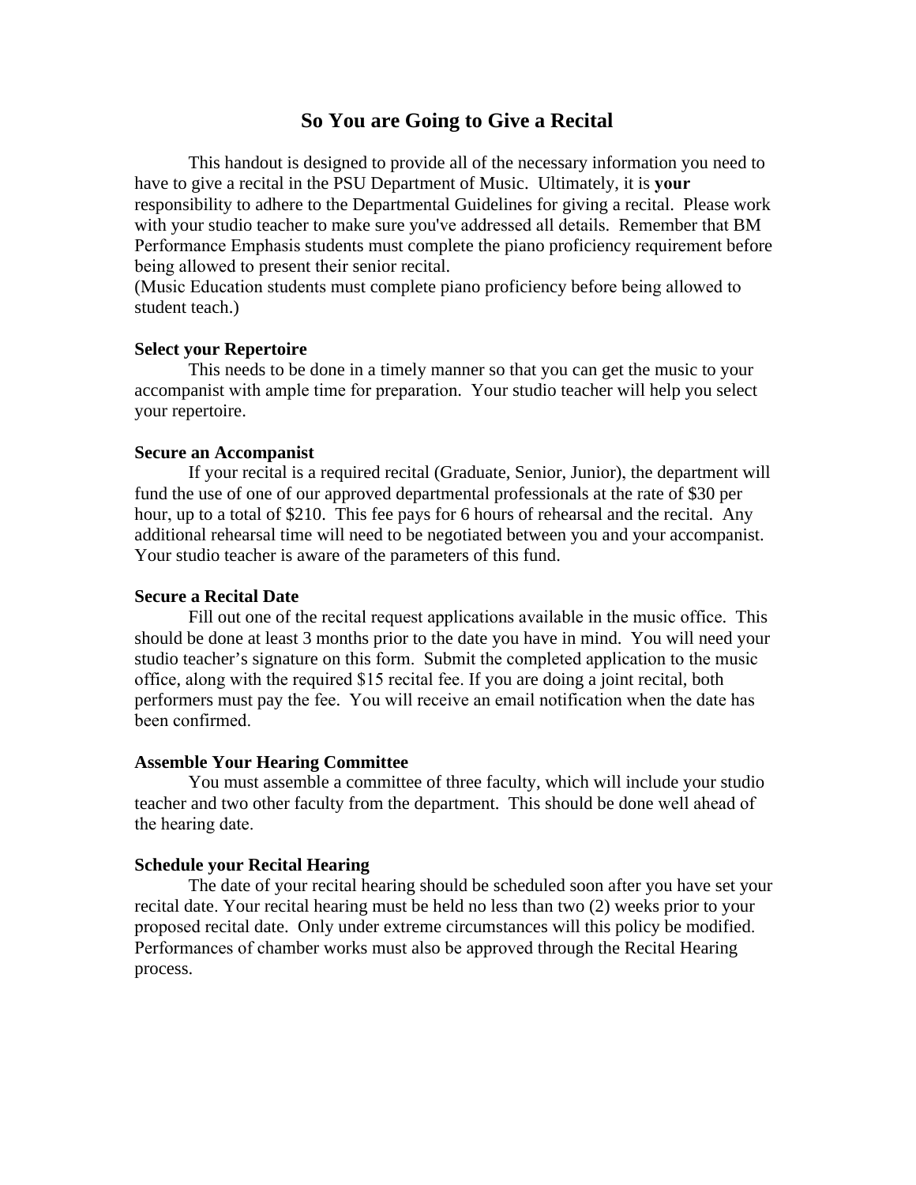# So You are Going to Give a Recital

This handout is designed to provide all of the necessary information you need to have to give a recital in the PSU Department of Music. Ultimately, it is **your** responsibility to adhere to the Departmental Guidelines for giving a recital. Please work with your studio teacher to make sure you've addressed all details. Remember that BM Performance Emphasis students must complete the piano proficiency requirement before being allowed to present their senior recital.
(Music Education students must complete piano proficiency before being allowed to student teach.)

**Select your Repertoire**

This needs to be done in a timely manner so that you can get the music to your accompanist with ample time for preparation. Your studio teacher will help you select your repertoire.

**Secure an Accompanist**

If your recital is a required recital (Graduate, Senior, Junior), the department will fund the use of one of our approved departmental professionals at the rate of $30 per hour, up to a total of $210. This fee pays for 6 hours of rehearsal and the recital. Any additional rehearsal time will need to be negotiated between you and your accompanist. Your studio teacher is aware of the parameters of this fund.

**Secure a Recital Date**

Fill out one of the recital request applications available in the music office. This should be done at least 3 months prior to the date you have in mind. You will need your studio teacher's signature on this form. Submit the completed application to the music office, along with the required $15 recital fee. If you are doing a joint recital, both performers must pay the fee. You will receive an email notification when the date has been confirmed.

**Assemble Your Hearing Committee**

You must assemble a committee of three faculty, which will include your studio teacher and two other faculty from the department. This should be done well ahead of the hearing date.

**Schedule your Recital Hearing**

The date of your recital hearing should be scheduled soon after you have set your recital date. Your recital hearing must be held no less than two (2) weeks prior to your proposed recital date. Only under extreme circumstances will this policy be modified. Performances of chamber works must also be approved through the Recital Hearing process.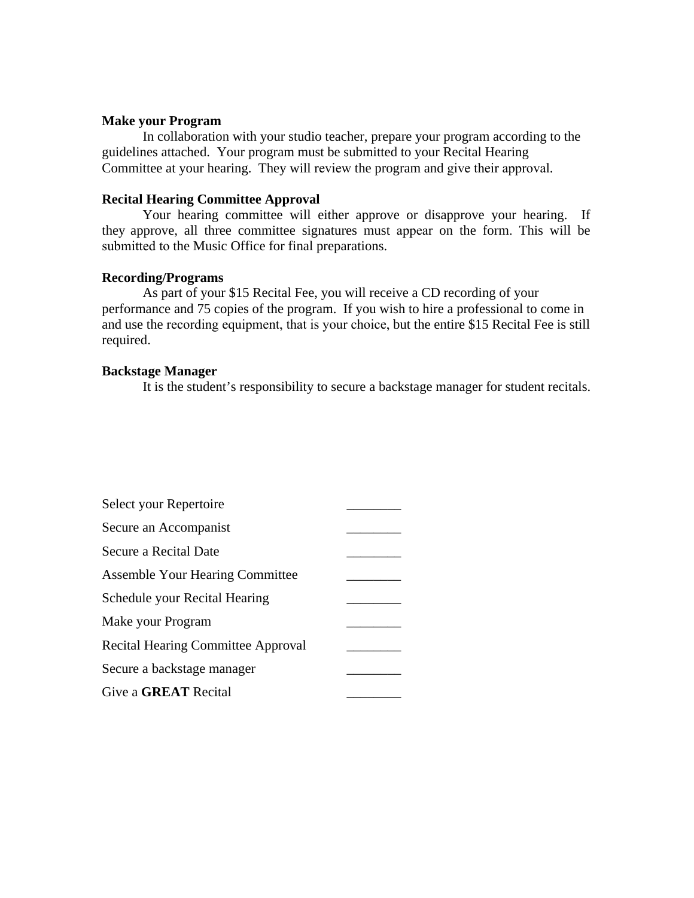**Make your Program**

In collaboration with your studio teacher, prepare your program according to the guidelines attached. Your program must be submitted to your Recital Hearing Committee at your hearing. They will review the program and give their approval.

**Recital Hearing Committee Approval**

Your hearing committee will either approve or disapprove your hearing. If they approve, all three committee signatures must appear on the form. This will be submitted to the Music Office for final preparations.

**Recording/Programs**

As part of your $15 Recital Fee, you will receive a CD recording of your performance and 75 copies of the program. If you wish to hire a professional to come in and use the recording equipment, that is your choice, but the entire $15 Recital Fee is still required.

**Backstage Manager**

It is the student's responsibility to secure a backstage manager for student recitals.

Select your Repertoire ________

Secure an Accompanist ________

Secure a Recital Date ________

Assemble Your Hearing Committee ________

Schedule your Recital Hearing ________

Make your Program ________

Recital Hearing Committee Approval ________

Secure a backstage manager ________

Give a **GREAT** Recital ________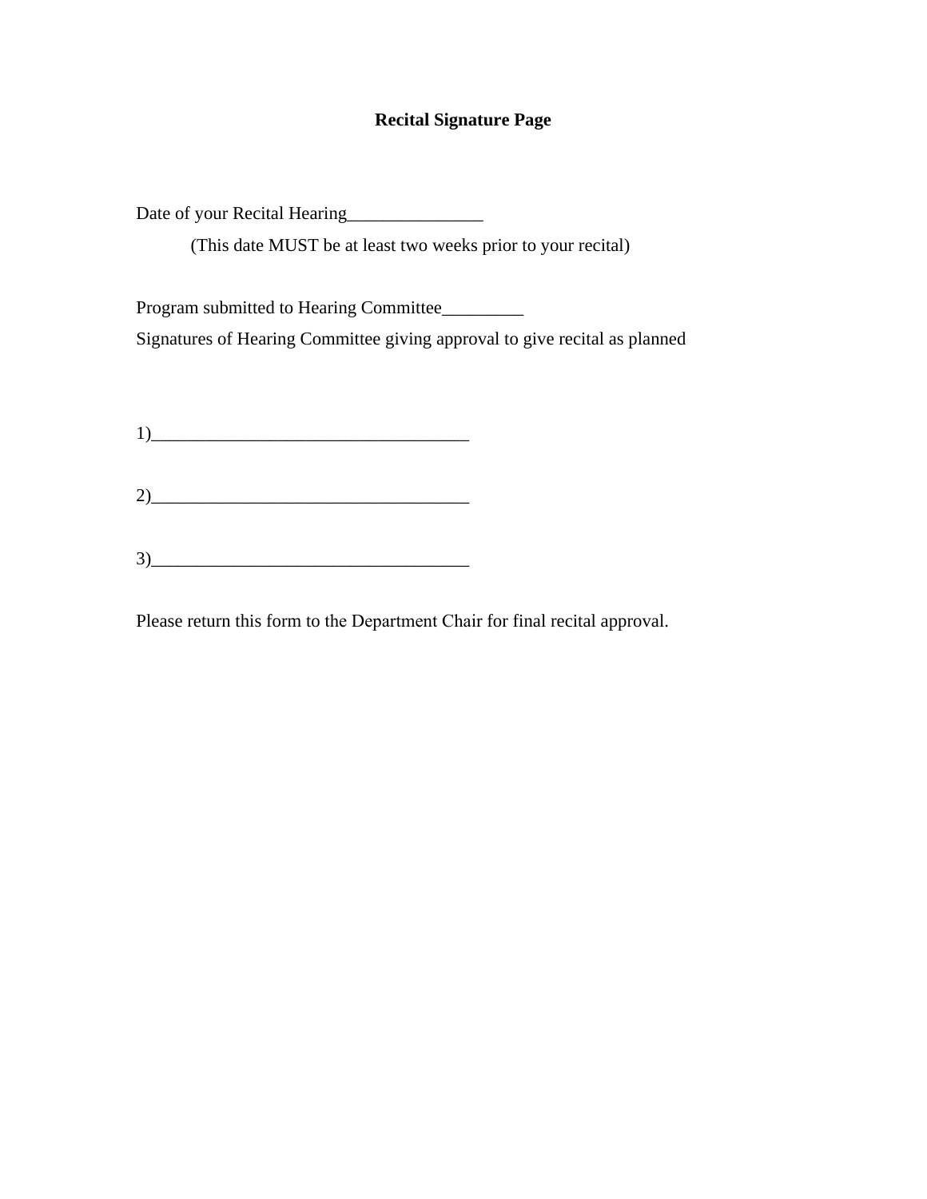**Recital Signature Page**

Date of your Recital Hearing_______________

(This date MUST be at least two weeks prior to your recital)

Program submitted to Hearing Committee_________

Signatures of Hearing Committee giving approval to give recital as planned

1)___________________________________

2)___________________________________

3)___________________________________

Please return this form to the Department Chair for final recital approval.